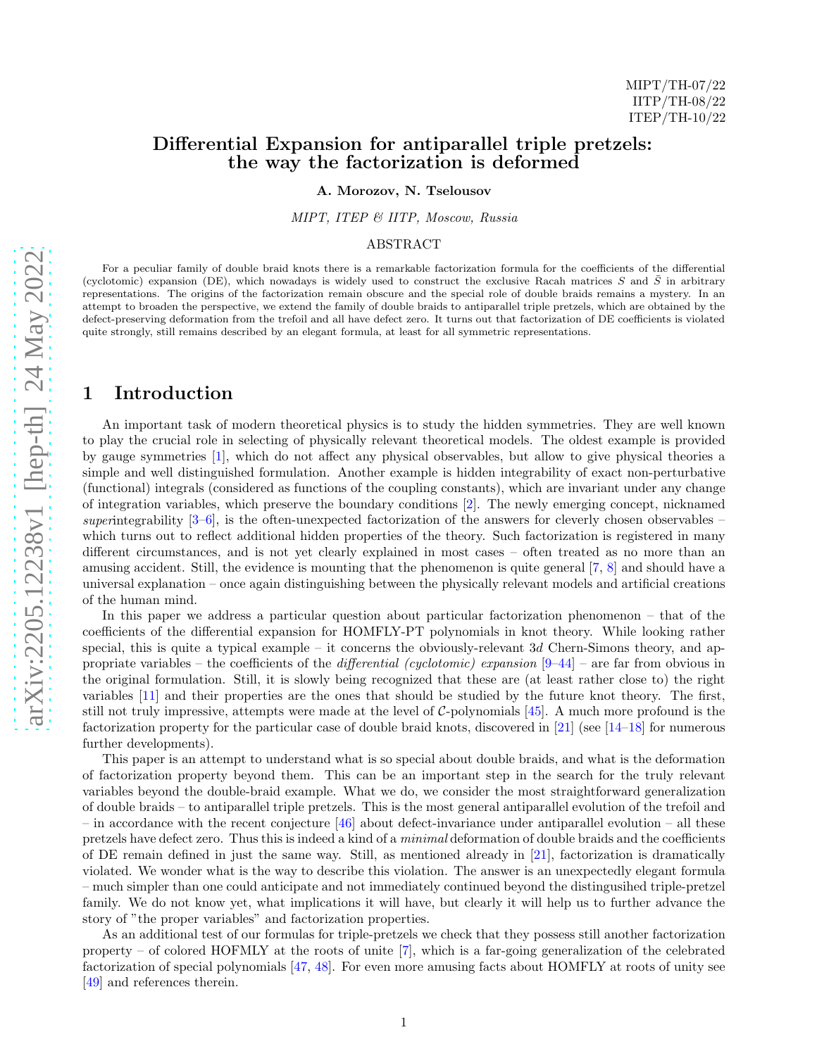MIPT/TH-07/22
IITP/TH-08/22
ITEP/TH-10/22

# Differential Expansion for antiparallel triple pretzels: the way the factorization is deformed

**A. Morozov, N. Tselousov**

*MIPT, ITEP & IITP, Moscow, Russia*

ABSTRACT

For a peculiar family of double braid knots there is a remarkable factorization formula for the coefficients of the differential (cyclotomic) expansion (DE), which nowadays is widely used to construct the exclusive Racah matrices $S$ and $\bar{S}$ in arbitrary representations. The origins of the factorization remain obscure and the special role of double braids remains a mystery. In an attempt to broaden the perspective, we extend the family of double braids to antiparallel triple pretzels, which are obtained by the defect-preserving deformation from the trefoil and all have defect zero. It turns out that factorization of DE coefficients is violated quite strongly, still remains described by an elegant formula, at least for all symmetric representations.

## 1 Introduction

An important task of modern theoretical physics is to study the hidden symmetries. They are well known to play the crucial role in selecting of physically relevant theoretical models. The oldest example is provided by gauge symmetries [1], which do not affect any physical observables, but allow to give physical theories a simple and well distinguished formulation. Another example is hidden integrability of exact non-perturbative (functional) integrals (considered as functions of the coupling constants), which are invariant under any change of integration variables, which preserve the boundary conditions [2]. The newly emerging concept, nicknamed *super*integrability [3–6], is the often-unexpected factorization of the answers for cleverly chosen observables – which turns out to reflect additional hidden properties of the theory. Such factorization is registered in many different circumstances, and is not yet clearly explained in most cases – often treated as no more than an amusing accident. Still, the evidence is mounting that the phenomenon is quite general [7, 8] and should have a universal explanation – once again distinguishing between the physically relevant models and artificial creations of the human mind.

In this paper we address a particular question about particular factorization phenomenon – that of the coefficients of the differential expansion for HOMFLY-PT polynomials in knot theory. While looking rather special, this is quite a typical example – it concerns the obviously-relevant $3d$ Chern-Simons theory, and appropriate variables – the coefficients of the *differential (cyclotomic) expansion* [9–44] – are far from obvious in the original formulation. Still, it is slowly being recognized that these are (at least rather close to) the right variables [11] and their properties are the ones that should be studied by the future knot theory. The first, still not truly impressive, attempts were made at the level of $\mathcal{C}$-polynomials [45]. A much more profound is the factorization property for the particular case of double braid knots, discovered in [21] (see [14–18] for numerous further developments).

This paper is an attempt to understand what is so special about double braids, and what is the deformation of factorization property beyond them. This can be an important step in the search for the truly relevant variables beyond the double-braid example. What we do, we consider the most straightforward generalization of double braids – to antiparallel triple pretzels. This is the most general antiparallel evolution of the trefoil and – in accordance with the recent conjecture [46] about defect-invariance under antiparallel evolution – all these pretzels have defect zero. Thus this is indeed a kind of a *minimal* deformation of double braids and the coefficients of DE remain defined in just the same way. Still, as mentioned already in [21], factorization is dramatically violated. We wonder what is the way to describe this violation. The answer is an unexpectedly elegant formula – much simpler than one could anticipate and not immediately continued beyond the distingusihed triple-pretzel family. We do not know yet, what implications it will have, but clearly it will help us to further advance the story of "the proper variables" and factorization properties.

As an additional test of our formulas for triple-pretzels we check that they possess still another factorization property – of colored HOFMLY at the roots of unite [7], which is a far-going generalization of the celebrated factorization of special polynomials [47, 48]. For even more amusing facts about HOMFLY at roots of unity see [49] and references therein.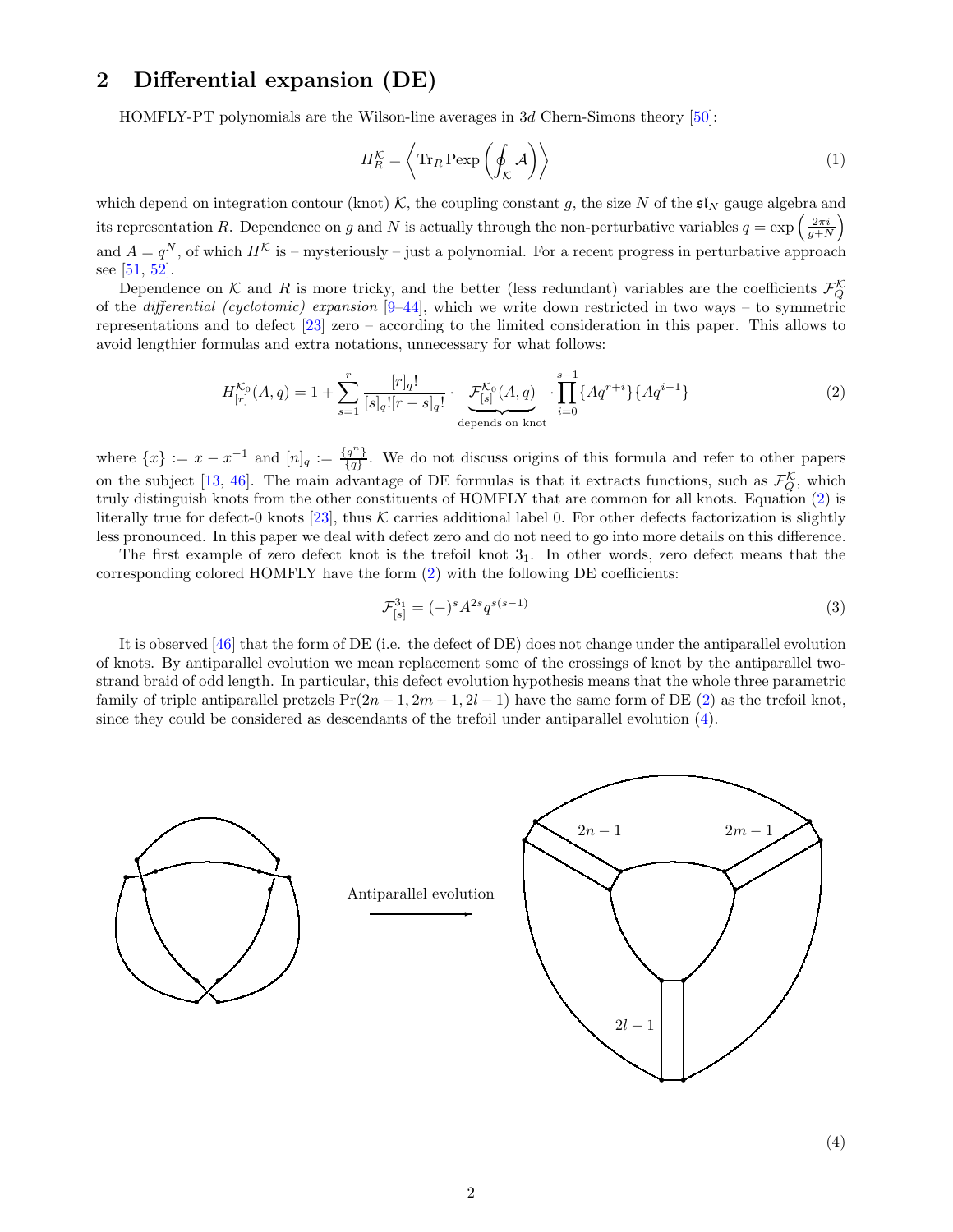## 2 Differential expansion (DE)

HOMFLY-PT polynomials are the Wilson-line averages in $3d$ Chern-Simons theory [50]:

$$H_R^{\mathcal{K}} = \left\langle \mathrm{Tr}_R \, \mathrm{Pexp}\left( \oint_{\mathcal{K}} \mathcal{A} \right) \right\rangle \tag{1}$$

which depend on integration contour (knot) $\mathcal{K}$, the coupling constant $g$, the size $N$ of the $\mathfrak{sl}_N$ gauge algebra and its representation $R$. Dependence on $g$ and $N$ is actually through the non-perturbative variables $q = \exp\left(\frac{2\pi i}{g+N}\right)$ and $A = q^N$, of which $H^{\mathcal{K}}$ is – mysteriously – just a polynomial. For a recent progress in perturbative approach see [51, 52].

Dependence on $\mathcal{K}$ and $R$ is more tricky, and the better (less redundant) variables are the coefficients $\mathcal{F}_Q^{\mathcal{K}}$ of the *differential (cyclotomic) expansion* [9–44], which we write down restricted in two ways – to symmetric representations and to defect [23] zero – according to the limited consideration in this paper. This allows to avoid lengthier formulas and extra notations, unnecessary for what follows:

$$H_{[r]}^{\mathcal{K}_0}(A,q) = 1 + \sum_{s=1}^{r} \frac{[r]_q!}{[s]_q![r-s]_q!} \cdot \underbrace{\mathcal{F}_{[s]}^{\mathcal{K}_0}(A,q)}_{\text{depends on knot}} \cdot \prod_{i=0}^{s-1} \{Aq^{r+i}\}\{Aq^{i-1}\} \tag{2}$$

where $\{x\} := x - x^{-1}$ and $[n]_q := \frac{\{q^n\}}{\{q\}}$. We do not discuss origins of this formula and refer to other papers on the subject [13, 46]. The main advantage of DE formulas is that it extracts functions, such as $\mathcal{F}_Q^{\mathcal{K}}$, which truly distinguish knots from the other constituents of HOMFLY that are common for all knots. Equation (2) is literally true for defect-0 knots [23], thus $\mathcal{K}$ carries additional label 0. For other defects factorization is slightly less pronounced. In this paper we deal with defect zero and do not need to go into more details on this difference.

The first example of zero defect knot is the trefoil knot $3_1$. In other words, zero defect means that the corresponding colored HOMFLY have the form (2) with the following DE coefficients:

$$\mathcal{F}_{[s]}^{3_1} = (-)^s A^{2s} q^{s(s-1)} \tag{3}$$

It is observed [46] that the form of DE (i.e. the defect of DE) does not change under the antiparallel evolution of knots. By antiparallel evolution we mean replacement some of the crossings of knot by the antiparallel two-strand braid of odd length. In particular, this defect evolution hypothesis means that the whole three parametric family of triple antiparallel pretzels $\mathrm{Pr}(2n-1, 2m-1, 2l-1)$ have the same form of DE (2) as the trefoil knot, since they could be considered as descendants of the trefoil under antiparallel evolution (4).

Antiparallel evolution

$2n-1$ $2m-1$ $2l-1$

(4)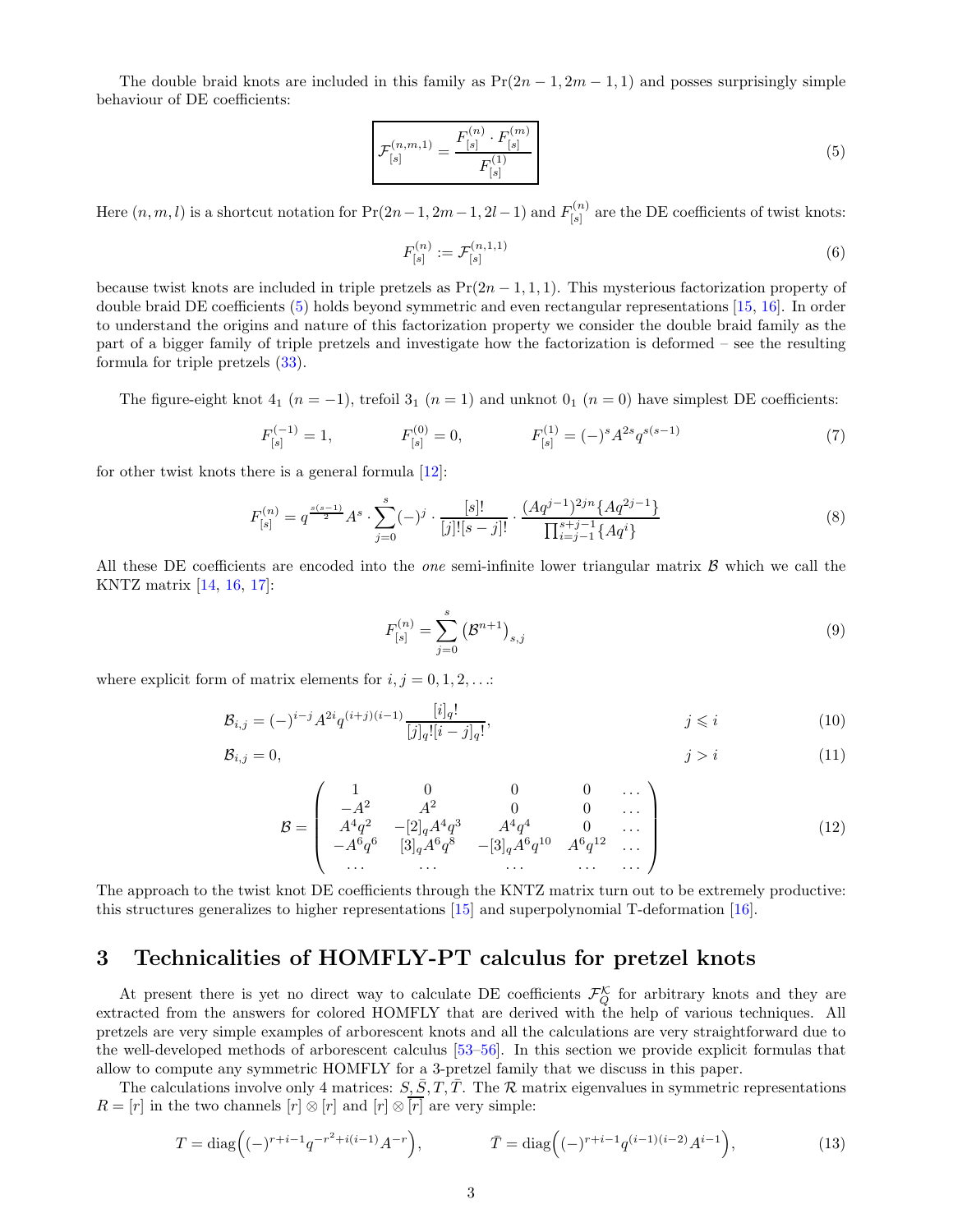The double braid knots are included in this family as $\Pr(2n-1, 2m-1, 1)$ and posses surprisingly simple behaviour of DE coefficients:

$$\boxed{\mathcal{F}^{(n,m,1)}_{[s]} = \frac{F^{(n)}_{[s]} \cdot F^{(m)}_{[s]}}{F^{(1)}_{[s]}}} \tag{5}$$

Here $(n, m, l)$ is a shortcut notation for $\Pr(2n-1, 2m-1, 2l-1)$ and $F^{(n)}_{[s]}$ are the DE coefficients of twist knots:

$$F^{(n)}_{[s]} := \mathcal{F}^{(n,1,1)}_{[s]} \tag{6}$$

because twist knots are included in triple pretzels as $\Pr(2n-1, 1, 1)$. This mysterious factorization property of double braid DE coefficients (5) holds beyond symmetric and even rectangular representations [15, 16]. In order to understand the origins and nature of this factorization property we consider the double braid family as the part of a bigger family of triple pretzels and investigate how the factorization is deformed – see the resulting formula for triple pretzels (33).

The figure-eight knot $4_1$ ($n = -1$), trefoil $3_1$ ($n = 1$) and unknot $0_1$ ($n = 0$) have simplest DE coefficients:

$$F^{(-1)}_{[s]} = 1, \qquad\qquad F^{(0)}_{[s]} = 0, \qquad\qquad F^{(1)}_{[s]} = (-)^s A^{2s} q^{s(s-1)} \tag{7}$$

for other twist knots there is a general formula [12]:

$$F^{(n)}_{[s]} = q^{\frac{s(s-1)}{2}} A^s \cdot \sum_{j=0}^{s} (-)^j \cdot \frac{[s]!}{[j]![s-j]!} \cdot \frac{(Aq^{j-1})^{2jn}\{Aq^{2j-1}\}}{\prod_{i=j-1}^{s+j-1}\{Aq^i\}} \tag{8}$$

All these DE coefficients are encoded into the *one* semi-infinite lower triangular matrix $\mathcal{B}$ which we call the KNTZ matrix [14, 16, 17]:

$$F^{(n)}_{[s]} = \sum_{j=0}^{s} \left(\mathcal{B}^{n+1}\right)_{s,j} \tag{9}$$

where explicit form of matrix elements for $i, j = 0, 1, 2, \ldots$:

$$\mathcal{B}_{i,j} = (-)^{i-j} A^{2i} q^{(i+j)(i-1)} \frac{[i]_q!}{[j]_q![i-j]_q!}, \qquad\qquad j \leqslant i \tag{10}$$

$$\mathcal{B}_{i,j} = 0, \qquad\qquad j > i \tag{11}$$

$$\mathcal{B} = \begin{pmatrix} 1 & 0 & 0 & 0 & \ldots \\ -A^2 & A^2 & 0 & 0 & \ldots \\ A^4q^2 & -[2]_q A^4 q^3 & A^4 q^4 & 0 & \ldots \\ -A^6 q^6 & [3]_q A^6 q^8 & -[3]_q A^6 q^{10} & A^6 q^{12} & \ldots \\ \ldots & \ldots & \ldots & \ldots & \ldots \end{pmatrix} \tag{12}$$

The approach to the twist knot DE coefficients through the KNTZ matrix turn out to be extremely productive: this structures generalizes to higher representations [15] and superpolynomial T-deformation [16].

# 3 Technicalities of HOMFLY-PT calculus for pretzel knots

At present there is yet no direct way to calculate DE coefficients $\mathcal{F}^{\mathcal{K}}_{Q}$ for arbitrary knots and they are extracted from the answers for colored HOMFLY that are derived with the help of various techniques. All pretzels are very simple examples of arborescent knots and all the calculations are very straightforward due to the well-developed methods of arborescent calculus [53–56]. In this section we provide explicit formulas that allow to compute any symmetric HOMFLY for a 3-pretzel family that we discuss in this paper.

The calculations involve only 4 matrices: $S, \bar{S}, T, \bar{T}$. The $\mathcal{R}$ matrix eigenvalues in symmetric representations $R = [r]$ in the two channels $[r] \otimes [r]$ and $[r] \otimes \overline{[r]}$ are very simple:

$$T = \text{diag}\Big((-)^{r+i-1} q^{-r^2+i(i-1)} A^{-r}\Big), \qquad\qquad \bar{T} = \text{diag}\Big((-)^{r+i-1} q^{(i-1)(i-2)} A^{i-1}\Big), \tag{13}$$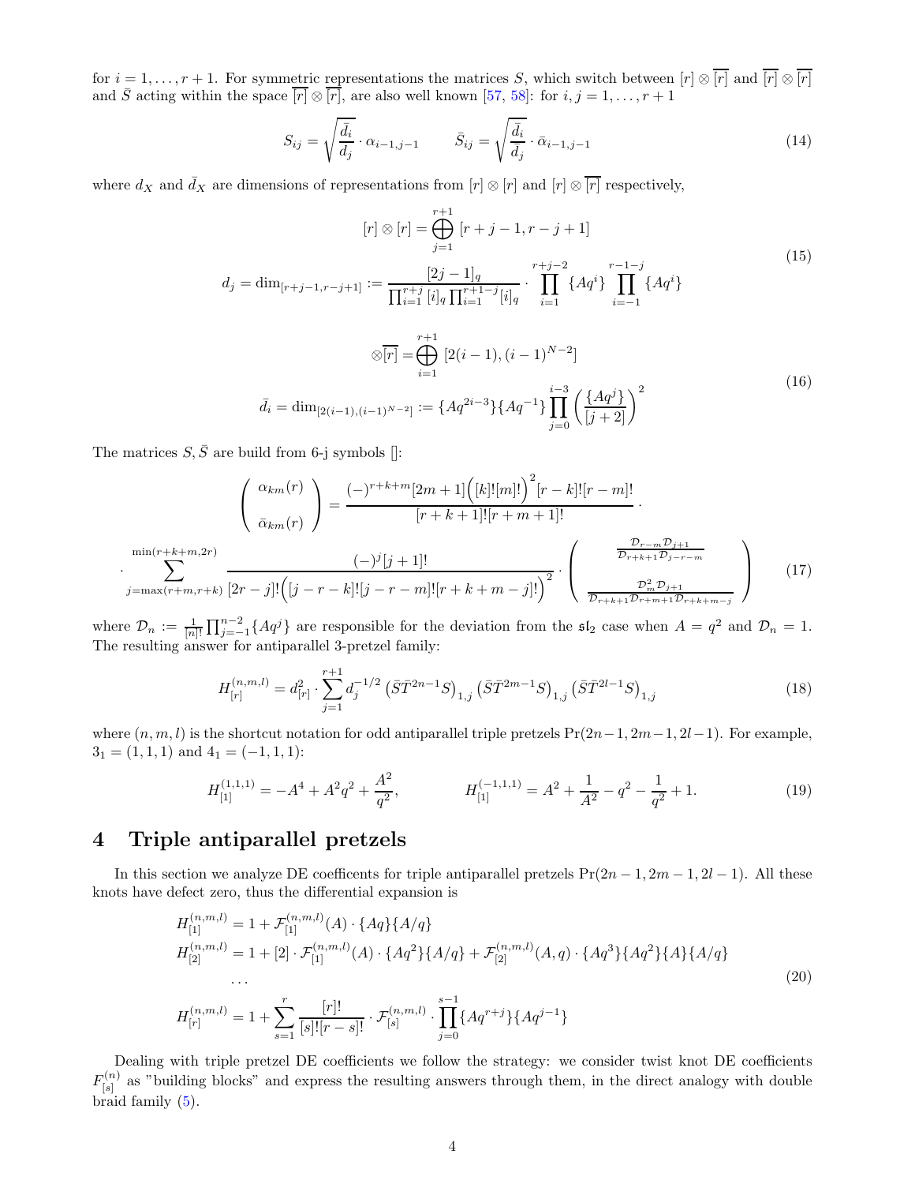for $i = 1, \ldots, r+1$. For symmetric representations the matrices $S$, which switch between $[r] \otimes \overline{[r]}$ and $\overline{[r]} \otimes \overline{[r]}$ and $\bar{S}$ acting within the space $\overline{[r]} \otimes \overline{[r]}$, are also well known [57, 58]: for $i, j = 1, \ldots, r+1$

$$S_{ij} = \sqrt{\frac{\bar{d}_i}{d_j}} \cdot \alpha_{i-1,j-1} \qquad \bar{S}_{ij} = \sqrt{\frac{\bar{d}_i}{\bar{d}_j}} \cdot \bar{\alpha}_{i-1,j-1} \tag{14}$$

where $d_X$ and $\bar{d}_X$ are dimensions of representations from $[r] \otimes [r]$ and $[r] \otimes \overline{[r]}$ respectively,

$$\begin{gathered} [r] \otimes [r] = \bigoplus_{j=1}^{r+1} [r+j-1, r-j+1] \\ d_j = \dim_{[r+j-1,r-j+1]} := \frac{[2j-1]_q}{\prod_{i=1}^{r+j} [i]_q \prod_{i=1}^{r+1-j} [i]_q} \cdot \prod_{i=1}^{r+j-2} \{Aq^i\} \prod_{i=-1}^{r-1-j} \{Aq^i\} \end{gathered} \tag{15}$$

$$\begin{gathered} \otimes \overline{[r]} = \bigoplus_{i=1}^{r+1} [2(i-1), (i-1)^{N-2}] \\ \bar{d}_i = \dim_{[2(i-1),(i-1)^{N-2}]} := \{Aq^{2i-3}\}\{Aq^{-1}\} \prod_{j=0}^{i-3} \left( \frac{\{Aq^j\}}{[j+2]} \right)^2 \end{gathered} \tag{16}$$

The matrices $S, \bar{S}$ are build from 6-j symbols []:

$$\begin{gathered} \begin{pmatrix} \alpha_{km}(r) \\ \\ \bar{\alpha}_{km}(r) \end{pmatrix} = \frac{(-)^{r+k+m}[2m+1]\Big([k]![m]!\Big)^2 [r-k]![r-m]!}{[r+k+1]![r+m+1]!} \cdot \\ \cdot \sum_{j=\max(r+m,r+k)}^{\min(r+k+m,2r)} \frac{(-)^j [j+1]!}{[2r-j]!\Big([j-r-k]![j-r-m]![r+k+m-j]!\Big)^2} \cdot \begin{pmatrix} \frac{\mathcal{D}_{r-m}\mathcal{D}_{j+1}}{\mathcal{D}_{r+k+1}\mathcal{D}_{j-r-m}} \\ \\ \frac{\mathcal{D}_m^2 \mathcal{D}_{j+1}}{\mathcal{D}_{r+k+1}\mathcal{D}_{r+m+1}\mathcal{D}_{r+k+m-j}} \end{pmatrix} \end{gathered} \tag{17}$$

where $\mathcal{D}_n := \frac{1}{[n]!} \prod_{j=-1}^{n-2} \{Aq^j\}$ are responsible for the deviation from the $\mathfrak{sl}_2$ case when $A = q^2$ and $\mathcal{D}_n = 1$. The resulting answer for antiparallel 3-pretzel family:

$$H_{[r]}^{(n,m,l)} = d_{[r]}^2 \cdot \sum_{j=1}^{r+1} d_j^{-1/2} \left(\bar{S}\bar{T}^{2n-1}S\right)_{1,j} \left(\bar{S}\bar{T}^{2m-1}S\right)_{1,j} \left(\bar{S}\bar{T}^{2l-1}S\right)_{1,j} \tag{18}$$

where $(n, m, l)$ is the shortcut notation for odd antiparallel triple pretzels $\text{Pr}(2n-1, 2m-1, 2l-1)$. For example, $3_1 = (1,1,1)$ and $4_1 = (-1,1,1)$:

$$H_{[1]}^{(1,1,1)} = -A^4 + A^2q^2 + \frac{A^2}{q^2}, \qquad\qquad H_{[1]}^{(-1,1,1)} = A^2 + \frac{1}{A^2} - q^2 - \frac{1}{q^2} + 1. \tag{19}$$

# 4 Triple antiparallel pretzels

In this section we analyze DE coefficents for triple antiparallel pretzels $\text{Pr}(2n-1, 2m-1, 2l-1)$. All these knots have defect zero, thus the differential expansion is

$$\begin{aligned} &H_{[1]}^{(n,m,l)} = 1 + \mathcal{F}_{[1]}^{(n,m,l)}(A) \cdot \{Aq\}\{A/q\} \\ &H_{[2]}^{(n,m,l)} = 1 + [2] \cdot \mathcal{F}_{[1]}^{(n,m,l)}(A) \cdot \{Aq^2\}\{A/q\} + \mathcal{F}_{[2]}^{(n,m,l)}(A,q) \cdot \{Aq^3\}\{Aq^2\}\{A\}\{A/q\} \\ &\ldots \\ &H_{[r]}^{(n,m,l)} = 1 + \sum_{s=1}^{r} \frac{[r]!}{[s]![r-s]!} \cdot \mathcal{F}_{[s]}^{(n,m,l)} \cdot \prod_{j=0}^{s-1} \{Aq^{r+j}\}\{Aq^{j-1}\} \end{aligned} \tag{20}$$

Dealing with triple pretzel DE coefficients we follow the strategy: we consider twist knot DE coefficients $F_{[s]}^{(n)}$ as "building blocks" and express the resulting answers through them, in the direct analogy with double braid family (5).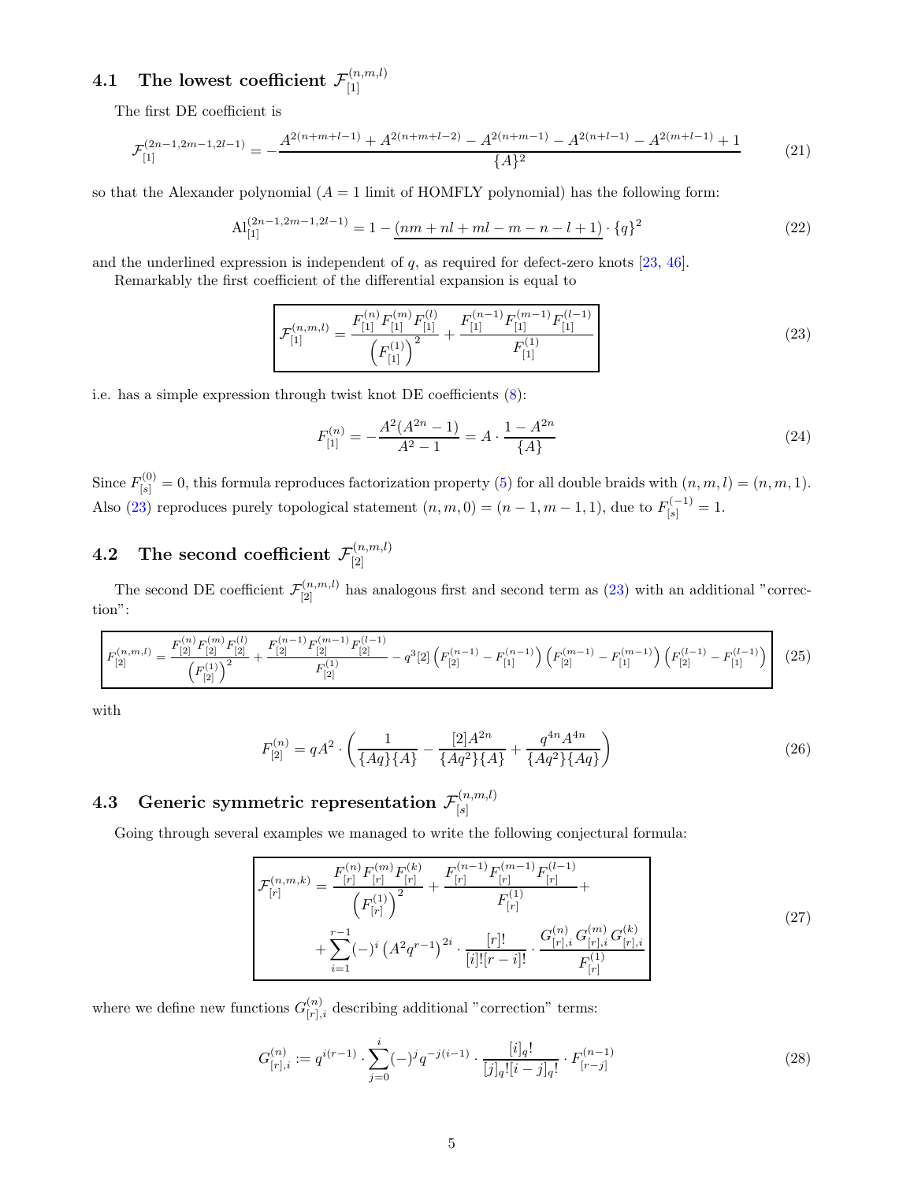### 4.1 The lowest coefficient $\mathcal{F}_{[1]}^{(n,m,l)}$

The first DE coefficient is

$$\mathcal{F}_{[1]}^{(2n-1,2m-1,2l-1)} = -\frac{A^{2(n+m+l-1)} + A^{2(n+m+l-2)} - A^{2(n+m-1)} - A^{2(n+l-1)} - A^{2(m+l-1)} + 1}{\{A\}^2} \tag{21}$$

so that the Alexander polynomial ($A = 1$ limit of HOMFLY polynomial) has the following form:

$$\mathrm{Al}_{[1]}^{(2n-1,2m-1,2l-1)} = 1 - \underline{(nm + nl + ml - m - n - l + 1)} \cdot \{q\}^2 \tag{22}$$

and the underlined expression is independent of $q$, as required for defect-zero knots [23, 46].

Remarkably the first coefficient of the differential expansion is equal to

$$\boxed{\mathcal{F}_{[1]}^{(n,m,l)} = \frac{F_{[1]}^{(n)} F_{[1]}^{(m)} F_{[1]}^{(l)}}{\left(F_{[1]}^{(1)}\right)^2} + \frac{F_{[1]}^{(n-1)} F_{[1]}^{(m-1)} F_{[1]}^{(l-1)}}{F_{[1]}^{(1)}}} \tag{23}$$

i.e. has a simple expression through twist knot DE coefficients (8):

$$F_{[1]}^{(n)} = -\frac{A^2(A^{2n}-1)}{A^2-1} = A \cdot \frac{1 - A^{2n}}{\{A\}} \tag{24}$$

Since $F_{[s]}^{(0)} = 0$, this formula reproduces factorization property (5) for all double braids with $(n, m, l) = (n, m, 1)$. Also (23) reproduces purely topological statement $(n, m, 0) = (n-1, m-1, 1)$, due to $F_{[s]}^{(-1)} = 1$.

### 4.2 The second coefficient $\mathcal{F}_{[2]}^{(n,m,l)}$

The second DE coefficient $\mathcal{F}_{[2]}^{(n,m,l)}$ has analogous first and second term as (23) with an additional "correction":

$$\boxed{\mathcal{F}_{[2]}^{(n,m,l)} = \frac{F_{[2]}^{(n)} F_{[2]}^{(m)} F_{[2]}^{(l)}}{\left(F_{[2]}^{(1)}\right)^2} + \frac{F_{[2]}^{(n-1)} F_{[2]}^{(m-1)} F_{[2]}^{(l-1)}}{F_{[2]}^{(1)}} - q^3[2]\left(F_{[2]}^{(n-1)} - F_{[1]}^{(n-1)}\right)\left(F_{[2]}^{(m-1)} - F_{[1]}^{(m-1)}\right)\left(F_{[2]}^{(l-1)} - F_{[1]}^{(l-1)}\right)} \tag{25}$$

with

$$F_{[2]}^{(n)} = qA^2 \cdot \left( \frac{1}{\{Aq\}\{A\}} - \frac{[2]A^{2n}}{\{Aq^2\}\{A\}} + \frac{q^{4n}A^{4n}}{\{Aq^2\}\{Aq\}} \right) \tag{26}$$

### 4.3 Generic symmetric representation $\mathcal{F}_{[s]}^{(n,m,l)}$

Going through several examples we managed to write the following conjectural formula:

$$\boxed{\begin{aligned}\mathcal{F}_{[r]}^{(n,m,k)} = {} & \frac{F_{[r]}^{(n)} F_{[r]}^{(m)} F_{[r]}^{(k)}}{\left(F_{[r]}^{(1)}\right)^2} + \frac{F_{[r]}^{(n-1)} F_{[r]}^{(m-1)} F_{[r]}^{(l-1)}}{F_{[r]}^{(1)}} + \\ & + \sum_{i=1}^{r-1} (-)^i \left(A^2 q^{r-1}\right)^{2i} \cdot \frac{[r]!}{[i]![r-i]!} \cdot \frac{G_{[r],i}^{(n)} G_{[r],i}^{(m)} G_{[r],i}^{(k)}}{F_{[r]}^{(1)}}\end{aligned}} \tag{27}$$

where we define new functions $G_{[r],i}^{(n)}$ describing additional "correction" terms:

$$G_{[r],i}^{(n)} := q^{i(r-1)} \cdot \sum_{j=0}^{i} (-)^j q^{-j(i-1)} \cdot \frac{[i]_q!}{[j]_q![i-j]_q!} \cdot F_{[r-j]}^{(n-1)} \tag{28}$$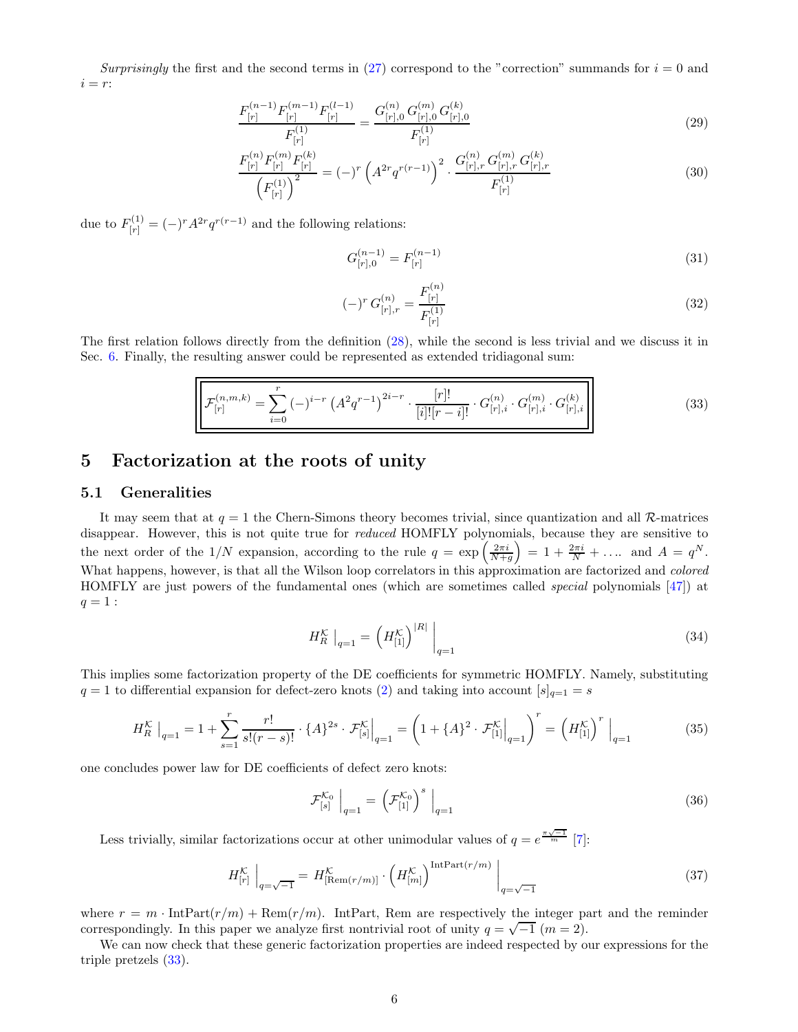*Surprisingly* the first and the second terms in (27) correspond to the "correction" summands for $i=0$ and $i=r$:

$$\frac{F_{[r]}^{(n-1)}F_{[r]}^{(m-1)}F_{[r]}^{(l-1)}}{F_{[r]}^{(1)}} = \frac{G_{[r],0}^{(n)}\,G_{[r],0}^{(m)}\,G_{[r],0}^{(k)}}{F_{[r]}^{(1)}} \tag{29}$$

$$\frac{F_{[r]}^{(n)}F_{[r]}^{(m)}F_{[r]}^{(k)}}{\left(F_{[r]}^{(1)}\right)^2} = (-)^r\left(A^{2r}q^{r(r-1)}\right)^2\cdot\frac{G_{[r],r}^{(n)}\,G_{[r],r}^{(m)}\,G_{[r],r}^{(k)}}{F_{[r]}^{(1)}} \tag{30}$$

due to $F_{[r]}^{(1)} = (-)^r A^{2r}q^{r(r-1)}$ and the following relations:

$$G_{[r],0}^{(n-1)} = F_{[r]}^{(n-1)} \tag{31}$$

$$(-)^r\,G_{[r],r}^{(n)} = \frac{F_{[r]}^{(n)}}{F_{[r]}^{(1)}} \tag{32}$$

The first relation follows directly from the definition (28), while the second is less trivial and we discuss it in Sec. 6. Finally, the resulting answer could be represented as extended tridiagonal sum:

$$\boxed{\mathcal{F}_{[r]}^{(n,m,k)} = \sum_{i=0}^{r}(-)^{i-r}\left(A^2q^{r-1}\right)^{2i-r}\cdot\frac{[r]!}{[i]![r-i]!}\cdot G_{[r],i}^{(n)}\cdot G_{[r],i}^{(m)}\cdot G_{[r],i}^{(k)}} \tag{33}$$

# 5 Factorization at the roots of unity

## 5.1 Generalities

It may seem that at $q=1$ the Chern-Simons theory becomes trivial, since quantization and all $\mathcal{R}$-matrices disappear. However, this is not quite true for *reduced* HOMFLY polynomials, because they are sensitive to the next order of the $1/N$ expansion, according to the rule $q=\exp\left(\frac{2\pi i}{N+g}\right) = 1+\frac{2\pi i}{N}+\ldots$ and $A=q^N$. What happens, however, is that all the Wilson loop correlators in this approximation are factorized and *colored* HOMFLY are just powers of the fundamental ones (which are sometimes called *special* polynomials [47]) at $q=1$ :

$$H_R^{\mathcal{K}}\Big|_{q=1} = \left(H_{[1]}^{\mathcal{K}}\right)^{|R|}\Big|_{q=1} \tag{34}$$

This implies some factorization property of the DE coefficients for symmetric HOMFLY. Namely, substituting $q=1$ to differential expansion for defect-zero knots (2) and taking into account $[s]_{q=1}=s$

$$H_R^{\mathcal{K}}\Big|_{q=1} = 1+\sum_{s=1}^{r}\frac{r!}{s!(r-s)!}\cdot\{A\}^{2s}\cdot\mathcal{F}_{[s]}^{\mathcal{K}}\Big|_{q=1} = \left(1+\{A\}^2\cdot\mathcal{F}_{[1]}^{\mathcal{K}}\Big|_{q=1}\right)^r = \left(H_{[1]}^{\mathcal{K}}\right)^r\Big|_{q=1} \tag{35}$$

one concludes power law for DE coefficients of defect zero knots:

$$\mathcal{F}_{[s]}^{\mathcal{K}_0}\Big|_{q=1} = \left(\mathcal{F}_{[1]}^{\mathcal{K}_0}\right)^s\Big|_{q=1} \tag{36}$$

Less trivially, similar factorizations occur at other unimodular values of $q=e^{\frac{\pi\sqrt{-1}}{m}}$ [7]:

$$H_{[r]}^{\mathcal{K}}\Big|_{q=\sqrt{-1}} = H_{[\mathrm{Rem}(r/m)]}^{\mathcal{K}}\cdot\left(H_{[m]}^{\mathcal{K}}\right)^{\mathrm{IntPart}(r/m)}\Big|_{q=\sqrt{-1}} \tag{37}$$

where $r=m\cdot\mathrm{IntPart}(r/m)+\mathrm{Rem}(r/m)$. IntPart, Rem are respectively the integer part and the reminder correspondingly. In this paper we analyze first nontrivial root of unity $q=\sqrt{-1}$ ($m=2$).

We can now check that these generic factorization properties are indeed respected by our expressions for the triple pretzels (33).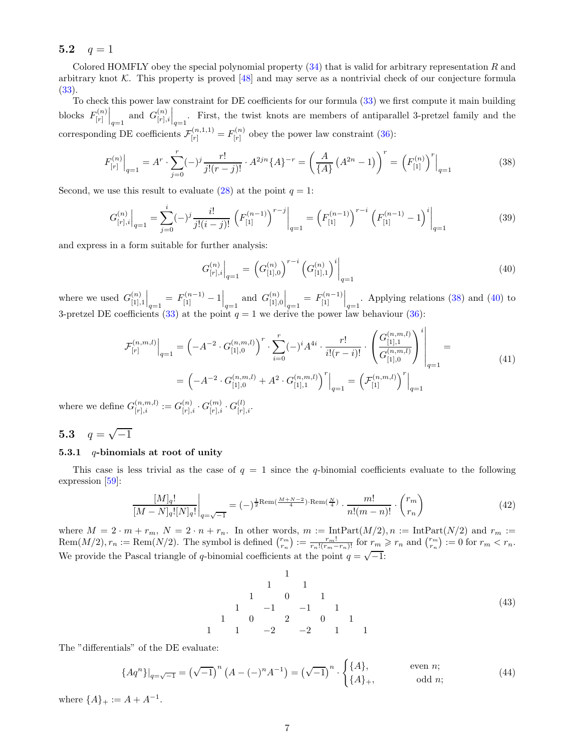## 5.2 $q = 1$

Colored HOMFLY obey the special polynomial property (34) that is valid for arbitrary representation $R$ and arbitrary knot $\mathcal{K}$. This property is proved [48] and may serve as a nontrivial check of our conjecture formula (33).

To check this power law constraint for DE coefficients for our formula (33) we first compute it main building blocks $F^{(n)}_{[r]}\Big|_{q=1}$ and $G^{(n)}_{[r],i}\Big|_{q=1}$. First, the twist knots are members of antiparallel 3-pretzel family and the corresponding DE coefficients $\mathcal{F}^{(n,1,1)}_{[r]} = F^{(n)}_{[r]}$ obey the power law constraint (36):

$$F^{(n)}_{[r]}\Big|_{q=1} = A^r \cdot \sum_{j=0}^{r} (-)^j \frac{r!}{j!(r-j)!} \cdot A^{2jn}\{A\}^{-r} = \left(\frac{A}{\{A\}}\left(A^{2n}-1\right)\right)^r = \left(F^{(n)}_{[1]}\right)^r\Big|_{q=1} \tag{38}$$

Second, we use this result to evaluate (28) at the point $q = 1$:

$$G^{(n)}_{[r],i}\Big|_{q=1} = \sum_{j=0}^{i} (-)^j \frac{i!}{j!(i-j)!}\left(F^{(n-1)}_{[1]}\right)^{r-j}\Big|_{q=1} = \left(F^{(n-1)}_{[1]}\right)^{r-i}\left(F^{(n-1)}_{[1]}-1\right)^i\Big|_{q=1} \tag{39}$$

and express in a form suitable for further analysis:

$$G^{(n)}_{[r],i}\Big|_{q=1} = \left(G^{(n)}_{[1],0}\right)^{r-i}\left(G^{(n)}_{[1],1}\right)^i\Big|_{q=1} \tag{40}$$

where we used $G^{(n)}_{[1],1}\Big|_{q=1} = F^{(n-1)}_{[1]} - 1\Big|_{q=1}$ and $G^{(n)}_{[1],0}\Big|_{q=1} = F^{(n-1)}_{[1]}\Big|_{q=1}$. Applying relations (38) and (40) to 3-pretzel DE coefficients (33) at the point $q = 1$ we derive the power law behaviour (36):

$$\begin{aligned}
\mathcal{F}^{(n,m,l)}_{[r]}\Big|_{q=1} &= \left(-A^{-2}\cdot G^{(n,m,l)}_{[1],0}\right)^r \cdot \sum_{i=0}^{r} (-)^i A^{4i} \cdot \frac{r!}{i!(r-i)!} \cdot \left(\frac{G^{(n,m,l)}_{[1],1}}{G^{(n,m,l)}_{[1],0}}\right)^i\Bigg|_{q=1} = \\
&= \left(-A^{-2}\cdot G^{(n,m,l)}_{[1],0} + A^2 \cdot G^{(n,m,l)}_{[1],1}\right)^r\Big|_{q=1} = \left(\mathcal{F}^{(n,m,l)}_{[1]}\right)^r\Big|_{q=1}
\end{aligned} \tag{41}$$

where we define $G^{(n,m,l)}_{[r],i} := G^{(n)}_{[r],i} \cdot G^{(m)}_{[r],i} \cdot G^{(l)}_{[r],i}$.

## 5.3 $q = \sqrt{-1}$

### 5.3.1 $q$-binomials at root of unity

This case is less trivial as the case of $q = 1$ since the $q$-binomial coefficients evaluate to the following expression [59]:

$$\frac{[M]_q!}{[M-N]_q![N]_q!}\Bigg|_{q=\sqrt{-1}} = (-)^{\frac{1}{2}\mathrm{Rem}\left(\frac{M+N-2}{4}\right)\cdot\mathrm{Rem}\left(\frac{N}{4}\right)} \cdot \frac{m!}{n!(m-n)!} \cdot \binom{r_m}{r_n} \tag{42}$$

where $M = 2\cdot m + r_m$, $N = 2\cdot n + r_n$. In other words, $m := \mathrm{IntPart}(M/2), n := \mathrm{IntPart}(N/2)$ and $r_m := \mathrm{Rem}(M/2), r_n := \mathrm{Rem}(N/2)$. The symbol is defined $\binom{r_m}{r_n} := \frac{r_m!}{r_n!(r_m-r_n)!}$ for $r_m \geqslant r_n$ and $\binom{r_m}{r_n} := 0$ for $r_m < r_n$. We provide the Pascal triangle of $q$-binomial coefficients at the point $q = \sqrt{-1}$:

$$\begin{array}{ccccccccccc}
 & & & & & 1 & & & & & \\
 & & & & 1 & & 1 & & & & \\
 & & & 1 & & 0 & & 1 & & & \\
 & & 1 & & -1 & & -1 & & 1 & & \\
 & 1 & & 0 & & 2 & & 0 & & 1 & \\
1 & & 1 & & -2 & & -2 & & 1 & & 1
\end{array} \tag{43}$$

The "differentials" of the DE evaluate:

$$\{Aq^n\}|_{q=\sqrt{-1}} = \left(\sqrt{-1}\right)^n \left(A - (-)^n A^{-1}\right) = \left(\sqrt{-1}\right)^n \cdot \begin{cases} \{A\}, & \text{even } n; \\ \{A\}_+, & \text{odd } n; \end{cases} \tag{44}$$

where $\{A\}_+ := A + A^{-1}$.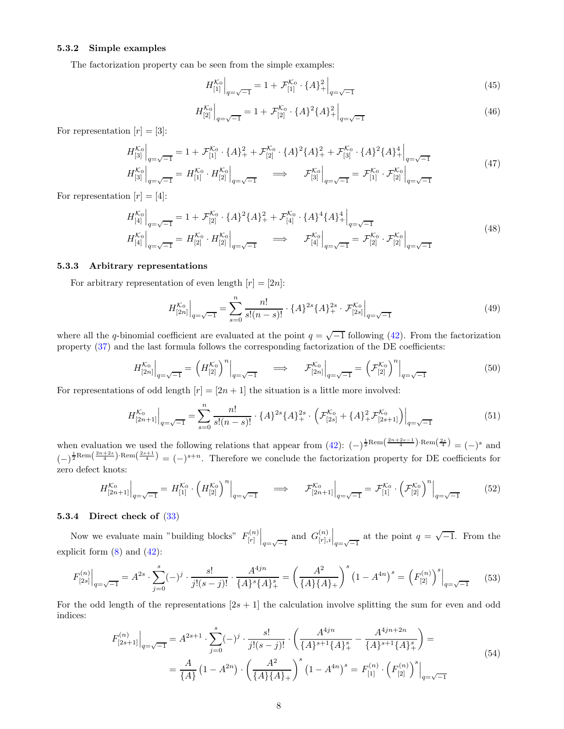### 5.3.2 Simple examples

The factorization property can be seen from the simple examples:

$$H^{\mathcal{K}_0}_{[1]}\Big|_{q=\sqrt{-1}} = 1 + \mathcal{F}^{\mathcal{K}_0}_{[1]} \cdot \{A\}^2_+\Big|_{q=\sqrt{-1}} \tag{45}$$

$$H^{\mathcal{K}_0}_{[2]}\Big|_{q=\sqrt{-1}} = 1 + \mathcal{F}^{\mathcal{K}_0}_{[2]} \cdot \{A\}^2\{A\}^2_+\Big|_{q=\sqrt{-1}} \tag{46}$$

For representation $[r]=[3]$:

$$\begin{gathered} H^{\mathcal{K}_0}_{[3]}\Big|_{q=\sqrt{-1}} = 1 + \mathcal{F}^{\mathcal{K}_0}_{[1]} \cdot \{A\}^2_+ + \mathcal{F}^{\mathcal{K}_0}_{[2]} \cdot \{A\}^2\{A\}^2_+ + \mathcal{F}^{\mathcal{K}_0}_{[3]} \cdot \{A\}^2\{A\}^4_+\Big|_{q=\sqrt{-1}} \\ H^{\mathcal{K}_0}_{[3]}\Big|_{q=\sqrt{-1}} = H^{\mathcal{K}_0}_{[1]} \cdot H^{\mathcal{K}_0}_{[2]}\Big|_{q=\sqrt{-1}} \quad \Longrightarrow \quad \mathcal{F}^{\mathcal{K}_0}_{[3]}\Big|_{q=\sqrt{-1}} = \mathcal{F}^{\mathcal{K}_0}_{[1]} \cdot \mathcal{F}^{\mathcal{K}_0}_{[2]}\Big|_{q=\sqrt{-1}} \end{gathered} \tag{47}$$

For representation $[r]=[4]$:

$$\begin{gathered} H^{\mathcal{K}_0}_{[4]}\Big|_{q=\sqrt{-1}} = 1 + \mathcal{F}^{\mathcal{K}_0}_{[2]} \cdot \{A\}^2\{A\}^2_+ + \mathcal{F}^{\mathcal{K}_0}_{[4]} \cdot \{A\}^4\{A\}^4_+\Big|_{q=\sqrt{-1}} \\ H^{\mathcal{K}_0}_{[4]}\Big|_{q=\sqrt{-1}} = H^{\mathcal{K}_0}_{[2]} \cdot H^{\mathcal{K}_0}_{[2]}\Big|_{q=\sqrt{-1}} \quad \Longrightarrow \quad \mathcal{F}^{\mathcal{K}_0}_{[4]}\Big|_{q=\sqrt{-1}} = \mathcal{F}^{\mathcal{K}_0}_{[2]} \cdot \mathcal{F}^{\mathcal{K}_0}_{[2]}\Big|_{q=\sqrt{-1}} \end{gathered} \tag{48}$$

### 5.3.3 Arbitrary representations

For arbitrary representation of even length $[r]=[2n]$:

$$H^{\mathcal{K}_0}_{[2n]}\Big|_{q=\sqrt{-1}} = \sum_{s=0}^{n} \frac{n!}{s!(n-s)!} \cdot \{A\}^{2s}\{A\}^{2s}_+ \cdot \mathcal{F}^{\mathcal{K}_0}_{[2s]}\Big|_{q=\sqrt{-1}} \tag{49}$$

where all the $q$-binomial coefficient are evaluated at the point $q=\sqrt{-1}$ following (42). From the factorization property (37) and the last formula follows the corresponding factorization of the DE coefficients:

$$H^{\mathcal{K}_0}_{[2n]}\Big|_{q=\sqrt{-1}} = \left(H^{\mathcal{K}_0}_{[2]}\right)^n\Big|_{q=\sqrt{-1}} \quad \Longrightarrow \quad \mathcal{F}^{\mathcal{K}_0}_{[2n]}\Big|_{q=\sqrt{-1}} = \left(\mathcal{F}^{\mathcal{K}_0}_{[2]}\right)^n\Big|_{q=\sqrt{-1}} \tag{50}$$

For representations of odd length $[r]=[2n+1]$ the situation is a little more involved:

$$H^{\mathcal{K}_0}_{[2n+1]}\Big|_{q=\sqrt{-1}} = \sum_{s=0}^{n} \frac{n!}{s!(n-s)!} \cdot \{A\}^{2s}\{A\}^{2s}_+ \cdot \left(\mathcal{F}^{\mathcal{K}_0}_{[2s]} + \{A\}^2_+\mathcal{F}^{\mathcal{K}_0}_{[2s+1]}\right)\Big|_{q=\sqrt{-1}} \tag{51}$$

when evaluation we used the following relations that appear from (42): $(-)^{\frac{1}{2}\mathrm{Rem}\left(\frac{2n+2s-1}{4}\right)\cdot\mathrm{Rem}\left(\frac{2s}{4}\right)} = (-)^s$ and $(-)^{\frac{1}{2}\mathrm{Rem}\left(\frac{2n+2s}{4}\right)\cdot\mathrm{Rem}\left(\frac{2s+1}{4}\right)} = (-)^{s+n}$. Therefore we conclude the factorization property for DE coefficients for zero defect knots:

$$H^{\mathcal{K}_0}_{[2n+1]}\Big|_{q=\sqrt{-1}} = H^{\mathcal{K}_0}_{[1]} \cdot \left(H^{\mathcal{K}_0}_{[2]}\right)^n\Big|_{q=\sqrt{-1}} \quad \Longrightarrow \quad \mathcal{F}^{\mathcal{K}_0}_{[2n+1]}\Big|_{q=\sqrt{-1}} = \mathcal{F}^{\mathcal{K}_0}_{[1]} \cdot \left(\mathcal{F}^{\mathcal{K}_0}_{[2]}\right)^n\Big|_{q=\sqrt{-1}} \tag{52}$$

### 5.3.4 Direct check of (33)

Now we evaluate main "building blocks" $F^{(n)}_{[r]}\Big|_{q=\sqrt{-1}}$ and $G^{(n)}_{[r],i}\Big|_{q=\sqrt{-1}}$ at the point $q=\sqrt{-1}$. From the explicit form (8) and (42):

$$F^{(n)}_{[2s]}\Big|_{q=\sqrt{-1}} = A^{2s} \cdot \sum_{j=0}^{s} (-)^j \cdot \frac{s!}{j!(s-j)!} \cdot \frac{A^{4jn}}{\{A\}^s\{A\}^s_+} = \left(\frac{A^2}{\{A\}\{A\}_+}\right)^s \left(1-A^{4n}\right)^s = \left(F^{(n)}_{[2]}\right)^s\Big|_{q=\sqrt{-1}} \tag{53}$$

For the odd length of the representations $[2s+1]$ the calculation involve splitting the sum for even and odd indices:

$$\begin{aligned} F^{(n)}_{[2s+1]}\Big|_{q=\sqrt{-1}} &= A^{2s+1} \cdot \sum_{j=0}^{s} (-)^j \cdot \frac{s!}{j!(s-j)!} \cdot \left(\frac{A^{4jn}}{\{A\}^{s+1}\{A\}^s_+} - \frac{A^{4jn+2n}}{\{A\}^{s+1}\{A\}^s_+}\right) = \\ &= \frac{A}{\{A\}}\left(1-A^{2n}\right) \cdot \left(\frac{A^2}{\{A\}\{A\}_+}\right)^s \left(1-A^{4n}\right)^s = F^{(n)}_{[1]} \cdot \left(F^{(n)}_{[2]}\right)^s\Big|_{q=\sqrt{-1}} \end{aligned} \tag{54}$$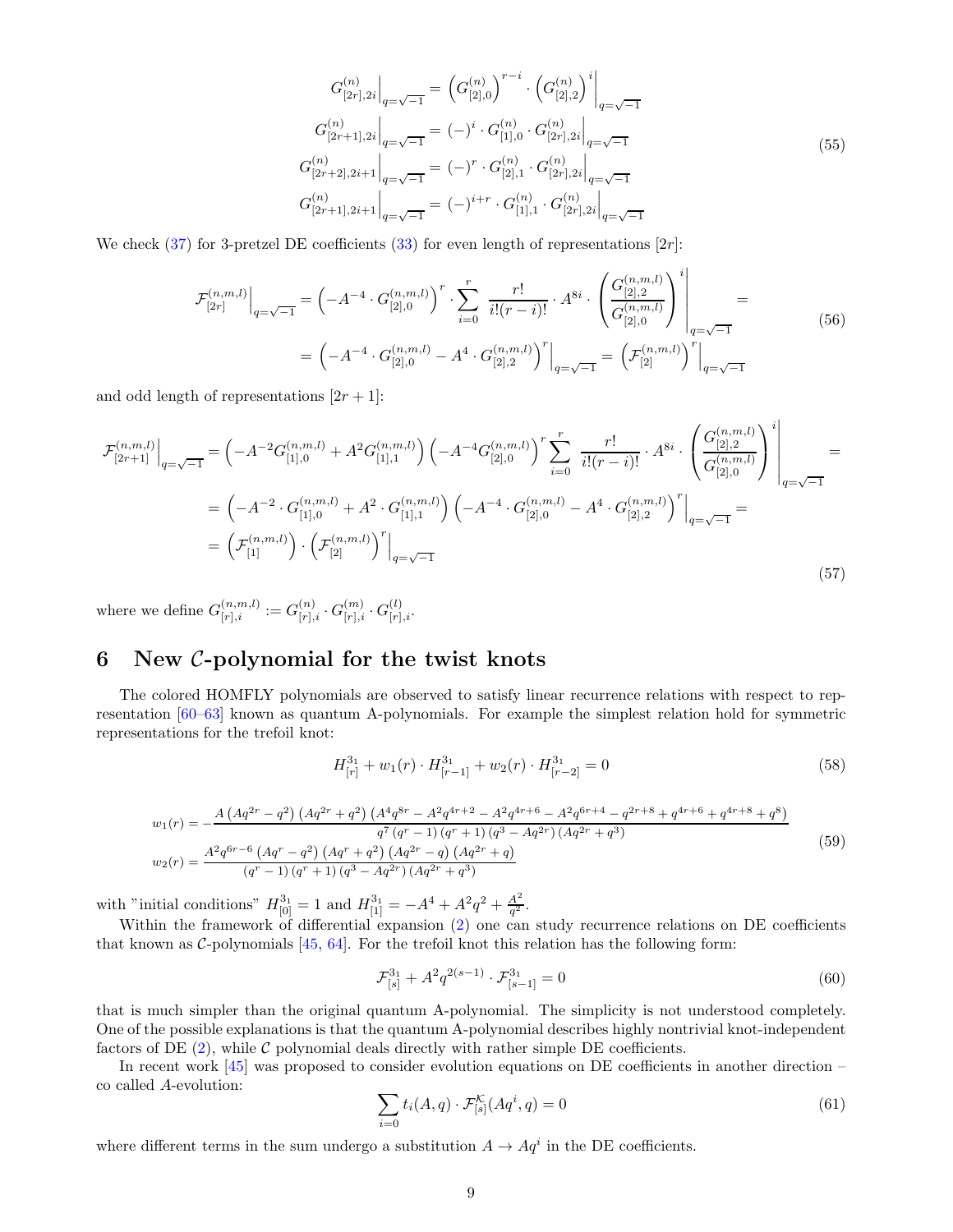$$
\begin{aligned}
G^{(n)}_{[2r],2i}\Big|_{q=\sqrt{-1}} &= \left(G^{(n)}_{[2],0}\right)^{r-i} \cdot \left(G^{(n)}_{[2],2}\right)^{i}\Big|_{q=\sqrt{-1}} \\
G^{(n)}_{[2r+1],2i}\Big|_{q=\sqrt{-1}} &= (-)^{i} \cdot G^{(n)}_{[1],0} \cdot G^{(n)}_{[2r],2i}\Big|_{q=\sqrt{-1}} \\
G^{(n)}_{[2r+2],2i+1}\Big|_{q=\sqrt{-1}} &= (-)^{r} \cdot G^{(n)}_{[2],1} \cdot G^{(n)}_{[2r],2i}\Big|_{q=\sqrt{-1}} \\
G^{(n)}_{[2r+1],2i+1}\Big|_{q=\sqrt{-1}} &= (-)^{i+r} \cdot G^{(n)}_{[1],1} \cdot G^{(n)}_{[2r],2i}\Big|_{q=\sqrt{-1}}
\end{aligned}
\tag{55}
$$

We check (37) for 3-pretzel DE coefficients (33) for even length of representations $[2r]$:

$$
\begin{aligned}
\mathcal{F}^{(n,m,l)}_{[2r]}\Big|_{q=\sqrt{-1}} &= \left(-A^{-4} \cdot G^{(n,m,l)}_{[2],0}\right)^{r} \cdot \sum_{i=0}^{r} \frac{r!}{i!(r-i)!} \cdot A^{8i} \cdot \left(\frac{G^{(n,m,l)}_{[2],2}}{G^{(n,m,l)}_{[2],0}}\right)^{i}\Bigg|_{q=\sqrt{-1}} = \\
&= \left(-A^{-4} \cdot G^{(n,m,l)}_{[2],0} - A^{4} \cdot G^{(n,m,l)}_{[2],2}\right)^{r}\Big|_{q=\sqrt{-1}} = \left(\mathcal{F}^{(n,m,l)}_{[2]}\right)^{r}\Big|_{q=\sqrt{-1}}
\end{aligned}
\tag{56}
$$

and odd length of representations $[2r+1]$:

$$
\begin{aligned}
\mathcal{F}^{(n,m,l)}_{[2r+1]}\Big|_{q=\sqrt{-1}} &= \left(-A^{-2}G^{(n,m,l)}_{[1],0} + A^{2}G^{(n,m,l)}_{[1],1}\right)\left(-A^{-4}G^{(n,m,l)}_{[2],0}\right)^{r} \sum_{i=0}^{r} \frac{r!}{i!(r-i)!} \cdot A^{8i} \cdot \left(\frac{G^{(n,m,l)}_{[2],2}}{G^{(n,m,l)}_{[2],0}}\right)^{i}\Bigg|_{q=\sqrt{-1}} = \\
&= \left(-A^{-2} \cdot G^{(n,m,l)}_{[1],0} + A^{2} \cdot G^{(n,m,l)}_{[1],1}\right)\left(-A^{-4} \cdot G^{(n,m,l)}_{[2],0} - A^{4} \cdot G^{(n,m,l)}_{[2],2}\right)^{r}\Big|_{q=\sqrt{-1}} = \\
&= \left(\mathcal{F}^{(n,m,l)}_{[1]}\right) \cdot \left(\mathcal{F}^{(n,m,l)}_{[2]}\right)^{r}\Big|_{q=\sqrt{-1}}
\end{aligned}
\tag{57}
$$

where we define $G^{(n,m,l)}_{[r],i} := G^{(n)}_{[r],i} \cdot G^{(m)}_{[r],i} \cdot G^{(l)}_{[r],i}$.

# 6 New $\mathcal{C}$-polynomial for the twist knots

The colored HOMFLY polynomials are observed to satisfy linear recurrence relations with respect to representation [60–63] known as quantum A-polynomials. For example the simplest relation hold for symmetric representations for the trefoil knot:

$$
H^{3_1}_{[r]} + w_1(r) \cdot H^{3_1}_{[r-1]} + w_2(r) \cdot H^{3_1}_{[r-2]} = 0
\tag{58}
$$

$$
\begin{aligned}
w_1(r) &= -\frac{A\left(Aq^{2r}-q^{2}\right)\left(Aq^{2r}+q^{2}\right)\left(A^{4}q^{8r}-A^{2}q^{4r+2}-A^{2}q^{4r+6}-A^{2}q^{6r+4}-q^{2r+8}+q^{4r+6}+q^{4r+8}+q^{8}\right)}{q^{7}\left(q^{r}-1\right)\left(q^{r}+1\right)\left(q^{3}-Aq^{2r}\right)\left(Aq^{2r}+q^{3}\right)} \\
w_2(r) &= \frac{A^{2}q^{6r-6}\left(Aq^{r}-q^{2}\right)\left(Aq^{r}+q^{2}\right)\left(Aq^{2r}-q\right)\left(Aq^{2r}+q\right)}{\left(q^{r}-1\right)\left(q^{r}+1\right)\left(q^{3}-Aq^{2r}\right)\left(Aq^{2r}+q^{3}\right)}
\end{aligned}
\tag{59}
$$

with "initial conditions" $H^{3_1}_{[0]} = 1$ and $H^{3_1}_{[1]} = -A^4 + A^2q^2 + \frac{A^2}{q^2}$.

Within the framework of differential expansion (2) one can study recurrence relations on DE coefficients that known as $\mathcal{C}$-polynomials [45, 64]. For the trefoil knot this relation has the following form:

$$
\mathcal{F}^{3_1}_{[s]} + A^2q^{2(s-1)} \cdot \mathcal{F}^{3_1}_{[s-1]} = 0
\tag{60}
$$

that is much simpler than the original quantum A-polynomial. The simplicity is not understood completely. One of the possible explanations is that the quantum A-polynomial describes highly nontrivial knot-independent factors of DE (2), while $\mathcal{C}$ polynomial deals directly with rather simple DE coefficients.

In recent work [45] was proposed to consider evolution equations on DE coefficients in another direction – co called $A$-evolution:

$$
\sum_{i=0} t_i(A,q) \cdot \mathcal{F}^{\mathcal{K}}_{[s]}(Aq^i, q) = 0
\tag{61}
$$

where different terms in the sum undergo a substitution $A \to Aq^i$ in the DE coefficients.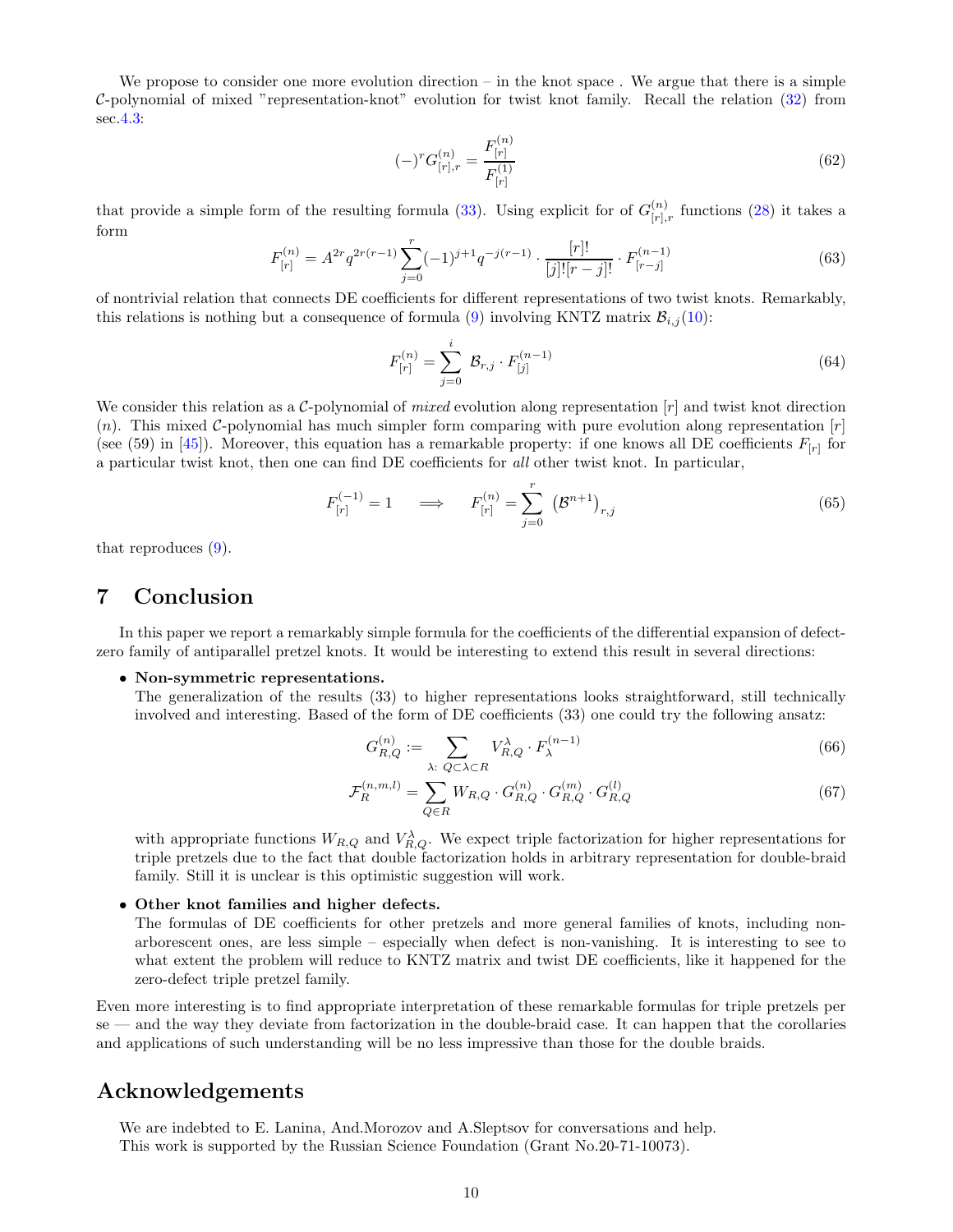We propose to consider one more evolution direction – in the knot space . We argue that there is a simple $\mathcal{C}$-polynomial of mixed "representation-knot" evolution for twist knot family. Recall the relation (32) from sec.4.3:

$$(-)^r G^{(n)}_{[r],r} = \frac{F^{(n)}_{[r]}}{F^{(1)}_{[r]}} \tag{62}$$

that provide a simple form of the resulting formula (33). Using explicit for of $G^{(n)}_{[r],r}$ functions (28) it takes a form

$$F^{(n)}_{[r]} = A^{2r} q^{2r(r-1)} \sum_{j=0}^{r} (-1)^{j+1} q^{-j(r-1)} \cdot \frac{[r]!}{[j]![r-j]!} \cdot F^{(n-1)}_{[r-j]} \tag{63}$$

of nontrivial relation that connects DE coefficients for different representations of two twist knots. Remarkably, this relations is nothing but a consequence of formula (9) involving KNTZ matrix $\mathcal{B}_{i,j}$(10):

$$F^{(n)}_{[r]} = \sum_{j=0}^{i} \mathcal{B}_{r,j} \cdot F^{(n-1)}_{[j]} \tag{64}$$

We consider this relation as a $\mathcal{C}$-polynomial of *mixed* evolution along representation $[r]$ and twist knot direction $(n)$. This mixed $\mathcal{C}$-polynomial has much simpler form comparing with pure evolution along representation $[r]$ (see (59) in [45]). Moreover, this equation has a remarkable property: if one knows all DE coefficients $F_{[r]}$ for a particular twist knot, then one can find DE coefficients for *all* other twist knot. In particular,

$$F^{(-1)}_{[r]} = 1 \quad \Longrightarrow \quad F^{(n)}_{[r]} = \sum_{j=0}^{r} \left(\mathcal{B}^{n+1}\right)_{r,j} \tag{65}$$

that reproduces (9).

# 7 Conclusion

In this paper we report a remarkably simple formula for the coefficients of the differential expansion of defect-zero family of antiparallel pretzel knots. It would be interesting to extend this result in several directions:

- **Non-symmetric representations.**
  The generalization of the results (33) to higher representations looks straightforward, still technically involved and interesting. Based of the form of DE coefficients (33) one could try the following ansatz:

$$G^{(n)}_{R,Q} := \sum_{\lambda:\ Q\subset\lambda\subset R} V^{\lambda}_{R,Q} \cdot F^{(n-1)}_{\lambda} \tag{66}$$

$$\mathcal{F}^{(n,m,l)}_{R} = \sum_{Q\in R} W_{R,Q} \cdot G^{(n)}_{R,Q} \cdot G^{(m)}_{R,Q} \cdot G^{(l)}_{R,Q} \tag{67}$$

  with appropriate functions $W_{R,Q}$ and $V^{\lambda}_{R,Q}$. We expect triple factorization for higher representations for triple pretzels due to the fact that double factorization holds in arbitrary representation for double-braid family. Still it is unclear is this optimistic suggestion will work.

- **Other knot families and higher defects.**
  The formulas of DE coefficients for other pretzels and more general families of knots, including non-arborescent ones, are less simple – especially when defect is non-vanishing. It is interesting to see to what extent the problem will reduce to KNTZ matrix and twist DE coefficients, like it happened for the zero-defect triple pretzel family.

Even more interesting is to find appropriate interpretation of these remarkable formulas for triple pretzels per se — and the way they deviate from factorization in the double-braid case. It can happen that the corollaries and applications of such understanding will be no less impressive than those for the double braids.

## Acknowledgements

We are indebted to E. Lanina, And.Morozov and A.Sleptsov for conversations and help.
This work is supported by the Russian Science Foundation (Grant No.20-71-10073).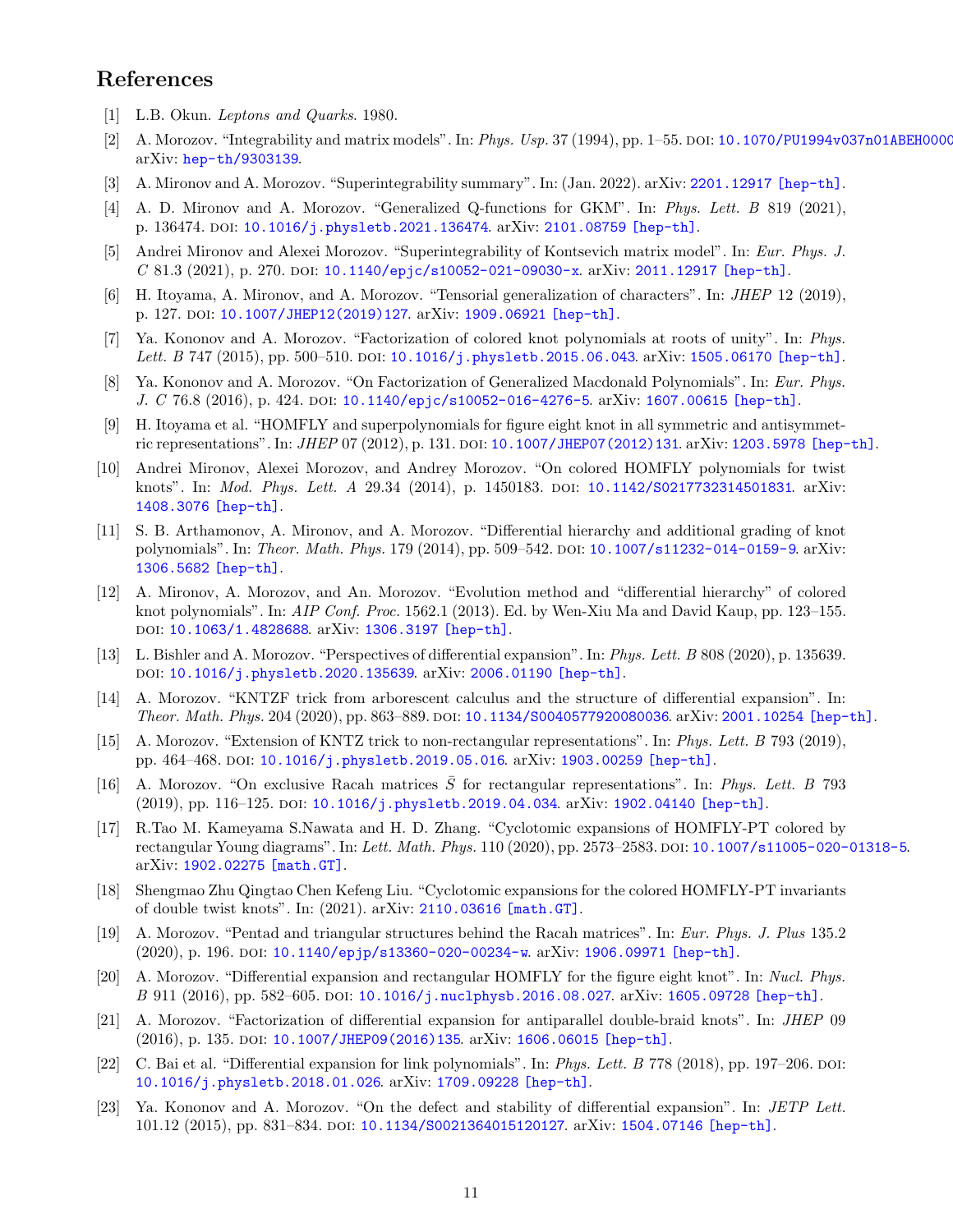# References

[1] L.B. Okun. *Leptons and Quarks*. 1980.

[2] A. Morozov. "Integrability and matrix models". In: *Phys. Usp.* 37 (1994), pp. 1–55. DOI: 10.1070/PU1994v037n01ABEH0000 arXiv: hep-th/9303139.

[3] A. Mironov and A. Morozov. "Superintegrability summary". In: (Jan. 2022). arXiv: 2201.12917 [hep-th].

[4] A. D. Mironov and A. Morozov. "Generalized Q-functions for GKM". In: *Phys. Lett. B* 819 (2021), p. 136474. DOI: 10.1016/j.physletb.2021.136474. arXiv: 2101.08759 [hep-th].

[5] Andrei Mironov and Alexei Morozov. "Superintegrability of Kontsevich matrix model". In: *Eur. Phys. J. C* 81.3 (2021), p. 270. DOI: 10.1140/epjc/s10052-021-09030-x. arXiv: 2011.12917 [hep-th].

[6] H. Itoyama, A. Mironov, and A. Morozov. "Tensorial generalization of characters". In: *JHEP* 12 (2019), p. 127. DOI: 10.1007/JHEP12(2019)127. arXiv: 1909.06921 [hep-th].

[7] Ya. Kononov and A. Morozov. "Factorization of colored knot polynomials at roots of unity". In: *Phys. Lett. B* 747 (2015), pp. 500–510. DOI: 10.1016/j.physletb.2015.06.043. arXiv: 1505.06170 [hep-th].

[8] Ya. Kononov and A. Morozov. "On Factorization of Generalized Macdonald Polynomials". In: *Eur. Phys. J. C* 76.8 (2016), p. 424. DOI: 10.1140/epjc/s10052-016-4276-5. arXiv: 1607.00615 [hep-th].

[9] H. Itoyama et al. "HOMFLY and superpolynomials for figure eight knot in all symmetric and antisymmetric representations". In: *JHEP* 07 (2012), p. 131. DOI: 10.1007/JHEP07(2012)131. arXiv: 1203.5978 [hep-th].

[10] Andrei Mironov, Alexei Morozov, and Andrey Morozov. "On colored HOMFLY polynomials for twist knots". In: *Mod. Phys. Lett. A* 29.34 (2014), p. 1450183. DOI: 10.1142/S0217732314501831. arXiv: 1408.3076 [hep-th].

[11] S. B. Arthamonov, A. Mironov, and A. Morozov. "Differential hierarchy and additional grading of knot polynomials". In: *Theor. Math. Phys.* 179 (2014), pp. 509–542. DOI: 10.1007/s11232-014-0159-9. arXiv: 1306.5682 [hep-th].

[12] A. Mironov, A. Morozov, and An. Morozov. "Evolution method and "differential hierarchy" of colored knot polynomials". In: *AIP Conf. Proc.* 1562.1 (2013). Ed. by Wen-Xiu Ma and David Kaup, pp. 123–155. DOI: 10.1063/1.4828688. arXiv: 1306.3197 [hep-th].

[13] L. Bishler and A. Morozov. "Perspectives of differential expansion". In: *Phys. Lett. B* 808 (2020), p. 135639. DOI: 10.1016/j.physletb.2020.135639. arXiv: 2006.01190 [hep-th].

[14] A. Morozov. "KNTZF trick from arborescent calculus and the structure of differential expansion". In: *Theor. Math. Phys.* 204 (2020), pp. 863–889. DOI: 10.1134/S0040577920080036. arXiv: 2001.10254 [hep-th].

[15] A. Morozov. "Extension of KNTZ trick to non-rectangular representations". In: *Phys. Lett. B* 793 (2019), pp. 464–468. DOI: 10.1016/j.physletb.2019.05.016. arXiv: 1903.00259 [hep-th].

[16] A. Morozov. "On exclusive Racah matrices $\bar{S}$ for rectangular representations". In: *Phys. Lett. B* 793 (2019), pp. 116–125. DOI: 10.1016/j.physletb.2019.04.034. arXiv: 1902.04140 [hep-th].

[17] R.Tao M. Kameyama S.Nawata and H. D. Zhang. "Cyclotomic expansions of HOMFLY-PT colored by rectangular Young diagrams". In: *Lett. Math. Phys.* 110 (2020), pp. 2573–2583. DOI: 10.1007/s11005-020-01318-5. arXiv: 1902.02275 [math.GT].

[18] Shengmao Zhu Qingtao Chen Kefeng Liu. "Cyclotomic expansions for the colored HOMFLY-PT invariants of double twist knots". In: (2021). arXiv: 2110.03616 [math.GT].

[19] A. Morozov. "Pentad and triangular structures behind the Racah matrices". In: *Eur. Phys. J. Plus* 135.2 (2020), p. 196. DOI: 10.1140/epjp/s13360-020-00234-w. arXiv: 1906.09971 [hep-th].

[20] A. Morozov. "Differential expansion and rectangular HOMFLY for the figure eight knot". In: *Nucl. Phys. B* 911 (2016), pp. 582–605. DOI: 10.1016/j.nuclphysb.2016.08.027. arXiv: 1605.09728 [hep-th].

[21] A. Morozov. "Factorization of differential expansion for antiparallel double-braid knots". In: *JHEP* 09 (2016), p. 135. DOI: 10.1007/JHEP09(2016)135. arXiv: 1606.06015 [hep-th].

[22] C. Bai et al. "Differential expansion for link polynomials". In: *Phys. Lett. B* 778 (2018), pp. 197–206. DOI: 10.1016/j.physletb.2018.01.026. arXiv: 1709.09228 [hep-th].

[23] Ya. Kononov and A. Morozov. "On the defect and stability of differential expansion". In: *JETP Lett.* 101.12 (2015), pp. 831–834. DOI: 10.1134/S0021364015120127. arXiv: 1504.07146 [hep-th].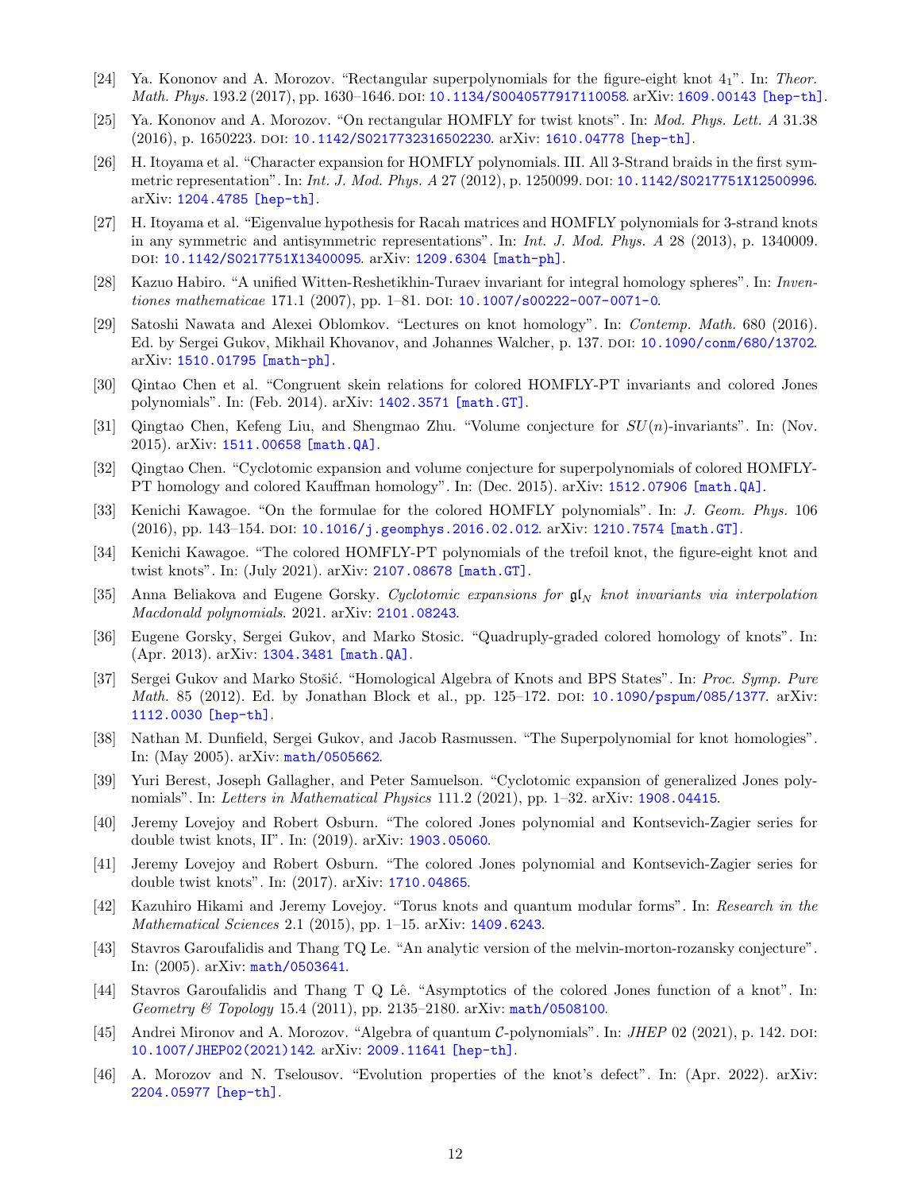[24] Ya. Kononov and A. Morozov. "Rectangular superpolynomials for the figure-eight knot $4_1$". In: *Theor. Math. Phys.* 193.2 (2017), pp. 1630–1646. DOI: 10.1134/S0040577917110058. arXiv: 1609.00143 [hep-th].

[25] Ya. Kononov and A. Morozov. "On rectangular HOMFLY for twist knots". In: *Mod. Phys. Lett. A* 31.38 (2016), p. 1650223. DOI: 10.1142/S0217732316502230. arXiv: 1610.04778 [hep-th].

[26] H. Itoyama et al. "Character expansion for HOMFLY polynomials. III. All 3-Strand braids in the first symmetric representation". In: *Int. J. Mod. Phys. A* 27 (2012), p. 1250099. DOI: 10.1142/S0217751X12500996. arXiv: 1204.4785 [hep-th].

[27] H. Itoyama et al. "Eigenvalue hypothesis for Racah matrices and HOMFLY polynomials for 3-strand knots in any symmetric and antisymmetric representations". In: *Int. J. Mod. Phys. A* 28 (2013), p. 1340009. DOI: 10.1142/S0217751X13400095. arXiv: 1209.6304 [math-ph].

[28] Kazuo Habiro. "A unified Witten-Reshetikhin-Turaev invariant for integral homology spheres". In: *Inventiones mathematicae* 171.1 (2007), pp. 1–81. DOI: 10.1007/s00222-007-0071-0.

[29] Satoshi Nawata and Alexei Oblomkov. "Lectures on knot homology". In: *Contemp. Math.* 680 (2016). Ed. by Sergei Gukov, Mikhail Khovanov, and Johannes Walcher, p. 137. DOI: 10.1090/conm/680/13702. arXiv: 1510.01795 [math-ph].

[30] Qintao Chen et al. "Congruent skein relations for colored HOMFLY-PT invariants and colored Jones polynomials". In: (Feb. 2014). arXiv: 1402.3571 [math.GT].

[31] Qingtao Chen, Kefeng Liu, and Shengmao Zhu. "Volume conjecture for $SU(n)$-invariants". In: (Nov. 2015). arXiv: 1511.00658 [math.QA].

[32] Qingtao Chen. "Cyclotomic expansion and volume conjecture for superpolynomials of colored HOMFLY-PT homology and colored Kauffman homology". In: (Dec. 2015). arXiv: 1512.07906 [math.QA].

[33] Kenichi Kawagoe. "On the formulae for the colored HOMFLY polynomials". In: *J. Geom. Phys.* 106 (2016), pp. 143–154. DOI: 10.1016/j.geomphys.2016.02.012. arXiv: 1210.7574 [math.GT].

[34] Kenichi Kawagoe. "The colored HOMFLY-PT polynomials of the trefoil knot, the figure-eight knot and twist knots". In: (July 2021). arXiv: 2107.08678 [math.GT].

[35] Anna Beliakova and Eugene Gorsky. *Cyclotomic expansions for $\mathfrak{gl}_N$ knot invariants via interpolation Macdonald polynomials*. 2021. arXiv: 2101.08243.

[36] Eugene Gorsky, Sergei Gukov, and Marko Stosic. "Quadruply-graded colored homology of knots". In: (Apr. 2013). arXiv: 1304.3481 [math.QA].

[37] Sergei Gukov and Marko Stošić. "Homological Algebra of Knots and BPS States". In: *Proc. Symp. Pure Math.* 85 (2012). Ed. by Jonathan Block et al., pp. 125–172. DOI: 10.1090/pspum/085/1377. arXiv: 1112.0030 [hep-th].

[38] Nathan M. Dunfield, Sergei Gukov, and Jacob Rasmussen. "The Superpolynomial for knot homologies". In: (May 2005). arXiv: math/0505662.

[39] Yuri Berest, Joseph Gallagher, and Peter Samuelson. "Cyclotomic expansion of generalized Jones polynomials". In: *Letters in Mathematical Physics* 111.2 (2021), pp. 1–32. arXiv: 1908.04415.

[40] Jeremy Lovejoy and Robert Osburn. "The colored Jones polynomial and Kontsevich-Zagier series for double twist knots, II". In: (2019). arXiv: 1903.05060.

[41] Jeremy Lovejoy and Robert Osburn. "The colored Jones polynomial and Kontsevich-Zagier series for double twist knots". In: (2017). arXiv: 1710.04865.

[42] Kazuhiro Hikami and Jeremy Lovejoy. "Torus knots and quantum modular forms". In: *Research in the Mathematical Sciences* 2.1 (2015), pp. 1–15. arXiv: 1409.6243.

[43] Stavros Garoufalidis and Thang TQ Le. "An analytic version of the melvin-morton-rozansky conjecture". In: (2005). arXiv: math/0503641.

[44] Stavros Garoufalidis and Thang T Q Lê. "Asymptotics of the colored Jones function of a knot". In: *Geometry & Topology* 15.4 (2011), pp. 2135–2180. arXiv: math/0508100.

[45] Andrei Mironov and A. Morozov. "Algebra of quantum $\mathcal{C}$-polynomials". In: *JHEP* 02 (2021), p. 142. DOI: 10.1007/JHEP02(2021)142. arXiv: 2009.11641 [hep-th].

[46] A. Morozov and N. Tselousov. "Evolution properties of the knot's defect". In: (Apr. 2022). arXiv: 2204.05977 [hep-th].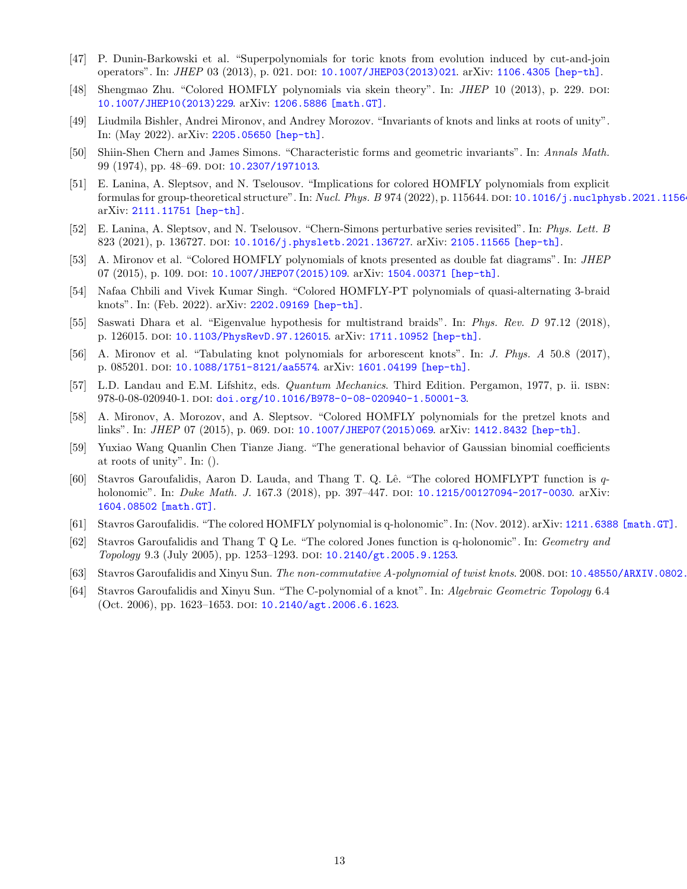[47] P. Dunin-Barkowski et al. "Superpolynomials for toric knots from evolution induced by cut-and-join operators". In: *JHEP* 03 (2013), p. 021. DOI: 10.1007/JHEP03(2013)021. arXiv: 1106.4305 [hep-th].

[48] Shengmao Zhu. "Colored HOMFLY polynomials via skein theory". In: *JHEP* 10 (2013), p. 229. DOI: 10.1007/JHEP10(2013)229. arXiv: 1206.5886 [math.GT].

[49] Liudmila Bishler, Andrei Mironov, and Andrey Morozov. "Invariants of knots and links at roots of unity". In: (May 2022). arXiv: 2205.05650 [hep-th].

[50] Shiin-Shen Chern and James Simons. "Characteristic forms and geometric invariants". In: *Annals Math.* 99 (1974), pp. 48–69. DOI: 10.2307/1971013.

[51] E. Lanina, A. Sleptsov, and N. Tselousov. "Implications for colored HOMFLY polynomials from explicit formulas for group-theoretical structure". In: *Nucl. Phys. B* 974 (2022), p. 115644. DOI: 10.1016/j.nuclphysb.2021.11564 arXiv: 2111.11751 [hep-th].

[52] E. Lanina, A. Sleptsov, and N. Tselousov. "Chern-Simons perturbative series revisited". In: *Phys. Lett. B* 823 (2021), p. 136727. DOI: 10.1016/j.physletb.2021.136727. arXiv: 2105.11565 [hep-th].

[53] A. Mironov et al. "Colored HOMFLY polynomials of knots presented as double fat diagrams". In: *JHEP* 07 (2015), p. 109. DOI: 10.1007/JHEP07(2015)109. arXiv: 1504.00371 [hep-th].

[54] Nafaa Chbili and Vivek Kumar Singh. "Colored HOMFLY-PT polynomials of quasi-alternating 3-braid knots". In: (Feb. 2022). arXiv: 2202.09169 [hep-th].

[55] Saswati Dhara et al. "Eigenvalue hypothesis for multistrand braids". In: *Phys. Rev. D* 97.12 (2018), p. 126015. DOI: 10.1103/PhysRevD.97.126015. arXiv: 1711.10952 [hep-th].

[56] A. Mironov et al. "Tabulating knot polynomials for arborescent knots". In: *J. Phys. A* 50.8 (2017), p. 085201. DOI: 10.1088/1751-8121/aa5574. arXiv: 1601.04199 [hep-th].

[57] L.D. Landau and E.M. Lifshitz, eds. *Quantum Mechanics*. Third Edition. Pergamon, 1977, p. ii. ISBN: 978-0-08-020940-1. DOI: doi.org/10.1016/B978-0-08-020940-1.50001-3.

[58] A. Mironov, A. Morozov, and A. Sleptsov. "Colored HOMFLY polynomials for the pretzel knots and links". In: *JHEP* 07 (2015), p. 069. DOI: 10.1007/JHEP07(2015)069. arXiv: 1412.8432 [hep-th].

[59] Yuxiao Wang Quanlin Chen Tianze Jiang. "The generational behavior of Gaussian binomial coefficients at roots of unity". In: ().

[60] Stavros Garoufalidis, Aaron D. Lauda, and Thang T. Q. Lê. "The colored HOMFLYPT function is $q$-holonomic". In: *Duke Math. J.* 167.3 (2018), pp. 397–447. DOI: 10.1215/00127094-2017-0030. arXiv: 1604.08502 [math.GT].

[61] Stavros Garoufalidis. "The colored HOMFLY polynomial is q-holonomic". In: (Nov. 2012). arXiv: 1211.6388 [math.GT].

[62] Stavros Garoufalidis and Thang T Q Le. "The colored Jones function is q-holonomic". In: *Geometry and Topology* 9.3 (July 2005), pp. 1253–1293. DOI: 10.2140/gt.2005.9.1253.

[63] Stavros Garoufalidis and Xinyu Sun. *The non-commutative A-polynomial of twist knots*. 2008. DOI: 10.48550/ARXIV.0802.

[64] Stavros Garoufalidis and Xinyu Sun. "The C-polynomial of a knot". In: *Algebraic Geometric Topology* 6.4 (Oct. 2006), pp. 1623–1653. DOI: 10.2140/agt.2006.6.1623.